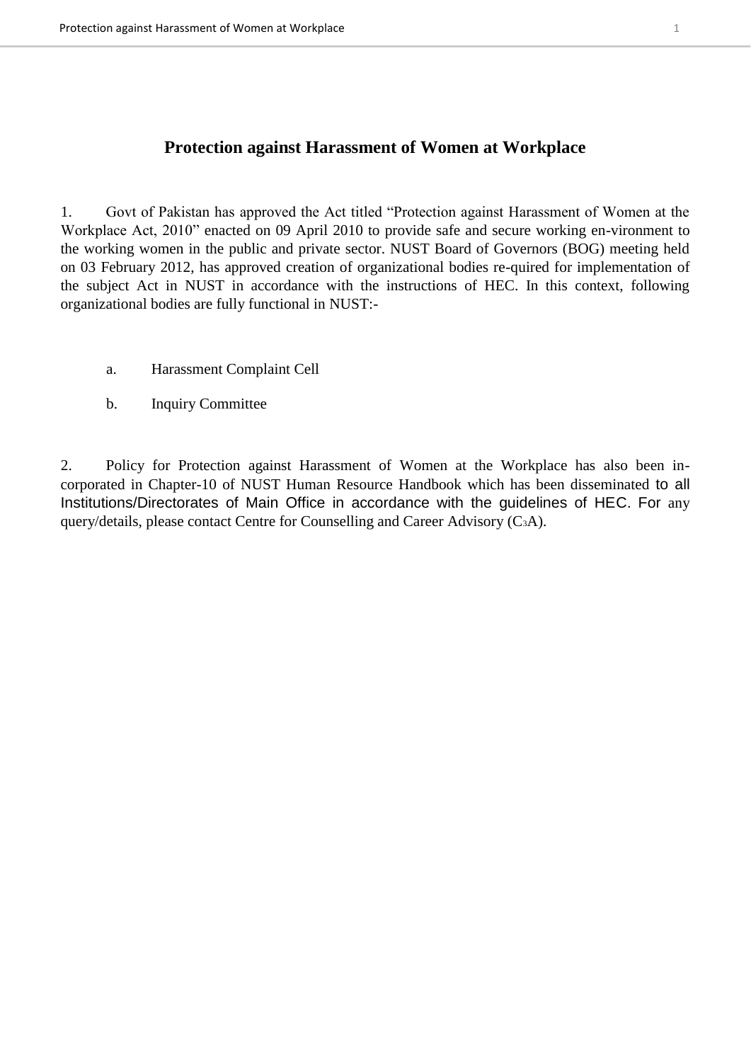# Protection against Harassment of Women at Workplace

1. Govt of Pakistan has approved the Act titled "Protection against Harassment of Women at the Workplace Act, 2010" enacted on 09 April 2010 to provide safe and secure working en-vironment to the working women in the public and private sector. NUST Board of Governors (BOG) meeting held on 03 February 2012, has approved creation of organizational bodies re-quired for implementation of the subject Act in NUST in accordance with the instructions of HEC. In this context, following organizational bodies are fully functional in NUST:-

   a. Harassment Complaint Cell

   b. Inquiry Committee

2. Policy for Protection against Harassment of Women at the Workplace has also been in-corporated in Chapter-10 of NUST Human Resource Handbook which has been disseminated to all Institutions/Directorates of Main Office in accordance with the guidelines of HEC. For any query/details, please contact Centre for Counselling and Career Advisory ($C_3A$).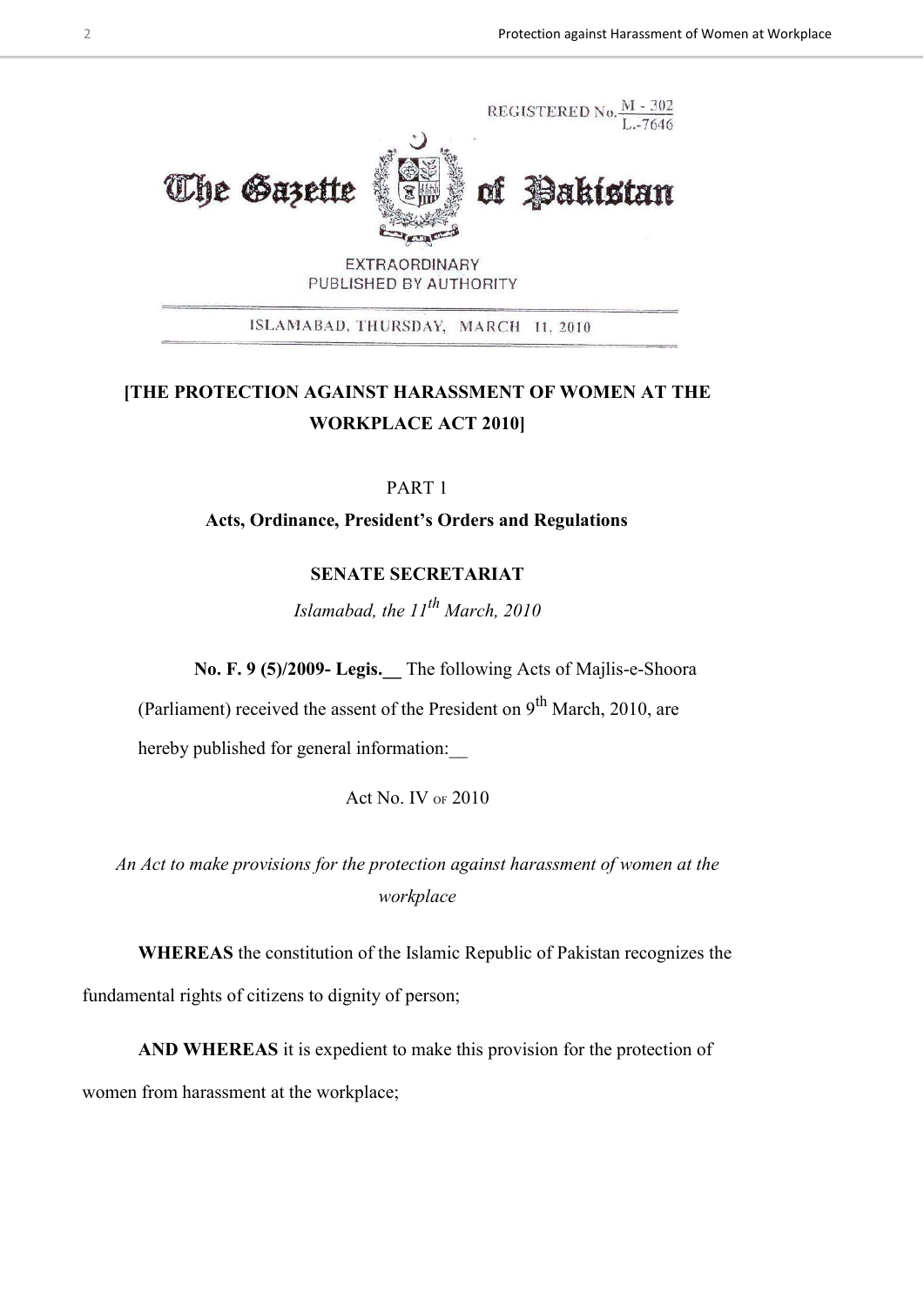REGISTERED No. M - 302 / L.-7646

# The Gazette of Pakistan

EXTRAORDINARY
PUBLISHED BY AUTHORITY

ISLAMABAD, THURSDAY, MARCH 11, 2010

## [THE PROTECTION AGAINST HARASSMENT OF WOMEN AT THE WORKPLACE ACT 2010]

PART 1

**Acts, Ordinance, President's Orders and Regulations**

**SENATE SECRETARIAT**

*Islamabad, the 11th March, 2010*

**No. F. 9 (5)/2009- Legis.__** The following Acts of Majlis-e-Shoora (Parliament) received the assent of the President on 9th March, 2010, are hereby published for general information:__

Act No. IV OF 2010

*An Act to make provisions for the protection against harassment of women at the workplace*

**WHEREAS** the constitution of the Islamic Republic of Pakistan recognizes the fundamental rights of citizens to dignity of person;

**AND WHEREAS** it is expedient to make this provision for the protection of women from harassment at the workplace;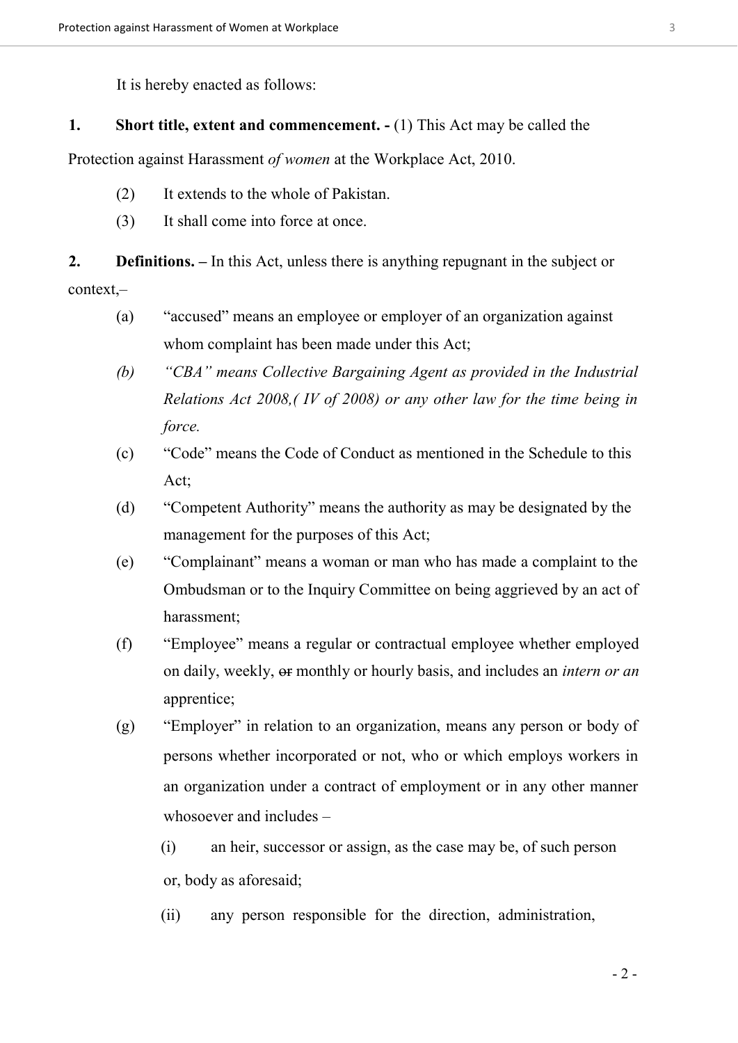It is hereby enacted as follows:

**1. Short title, extent and commencement. -** (1) This Act may be called the Protection against Harassment *of women* at the Workplace Act, 2010.

(2) It extends to the whole of Pakistan.

(3) It shall come into force at once.

**2. Definitions. –** In this Act, unless there is anything repugnant in the subject or context,–

(a) "accused" means an employee or employer of an organization against whom complaint has been made under this Act;

*(b) "CBA" means Collective Bargaining Agent as provided in the Industrial Relations Act 2008,( IV of 2008) or any other law for the time being in force.*

(c) "Code" means the Code of Conduct as mentioned in the Schedule to this Act;

(d) "Competent Authority" means the authority as may be designated by the management for the purposes of this Act;

(e) "Complainant" means a woman or man who has made a complaint to the Ombudsman or to the Inquiry Committee on being aggrieved by an act of harassment;

(f) "Employee" means a regular or contractual employee whether employed on daily, weekly, ~~or~~ monthly or hourly basis, and includes an *intern or an* apprentice;

(g) "Employer" in relation to an organization, means any person or body of persons whether incorporated or not, who or which employs workers in an organization under a contract of employment or in any other manner whosoever and includes –

(i) an heir, successor or assign, as the case may be, of such person or, body as aforesaid;

(ii) any person responsible for the direction, administration,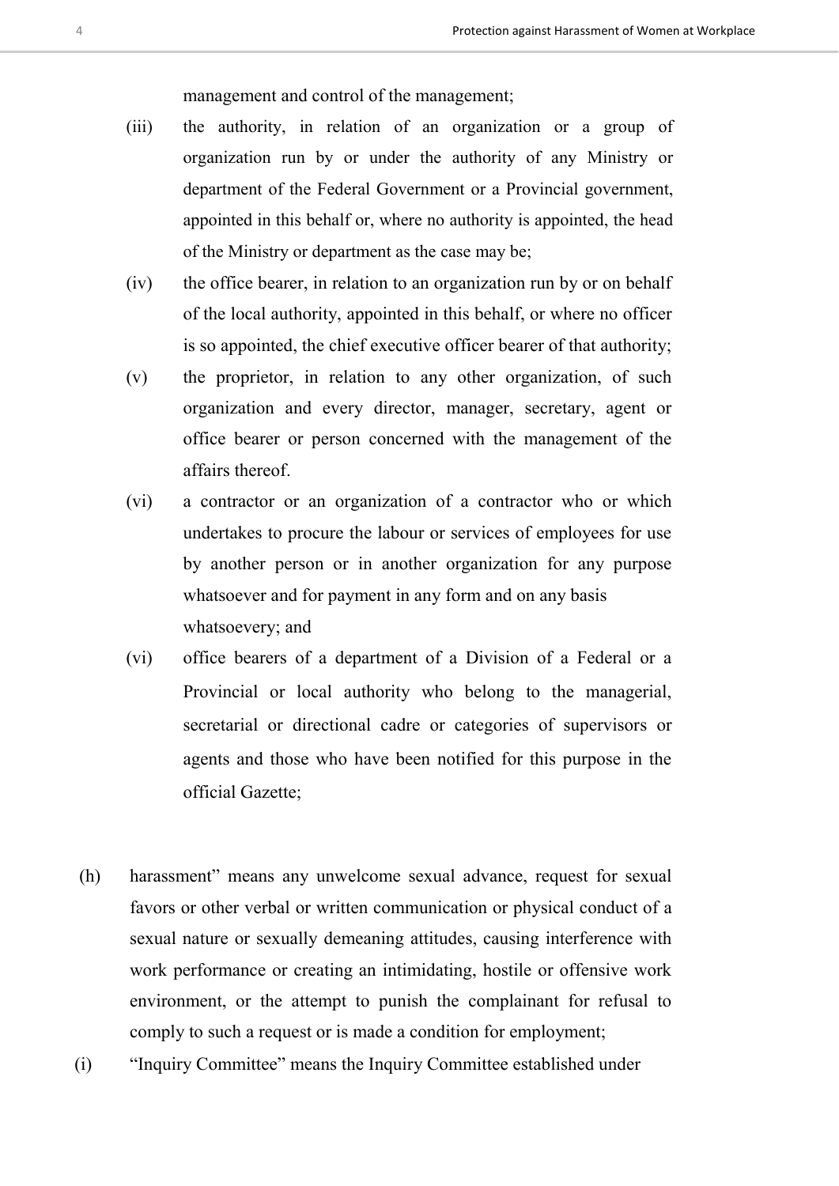management and control of the management;

(iii) the authority, in relation of an organization or a group of organization run by or under the authority of any Ministry or department of the Federal Government or a Provincial government, appointed in this behalf or, where no authority is appointed, the head of the Ministry or department as the case may be;

(iv) the office bearer, in relation to an organization run by or on behalf of the local authority, appointed in this behalf, or where no officer is so appointed, the chief executive officer bearer of that authority;

(v) the proprietor, in relation to any other organization, of such organization and every director, manager, secretary, agent or office bearer or person concerned with the management of the affairs thereof.

(vi) a contractor or an organization of a contractor who or which undertakes to procure the labour or services of employees for use by another person or in another organization for any purpose whatsoever and for payment in any form and on any basis whatsoevery; and

(vi) office bearers of a department of a Division of a Federal or a Provincial or local authority who belong to the managerial, secretarial or directional cadre or categories of supervisors or agents and those who have been notified for this purpose in the official Gazette;

(h) harassment" means any unwelcome sexual advance, request for sexual favors or other verbal or written communication or physical conduct of a sexual nature or sexually demeaning attitudes, causing interference with work performance or creating an intimidating, hostile or offensive work environment, or the attempt to punish the complainant for refusal to comply to such a request or is made a condition for employment;

(i) "Inquiry Committee" means the Inquiry Committee established under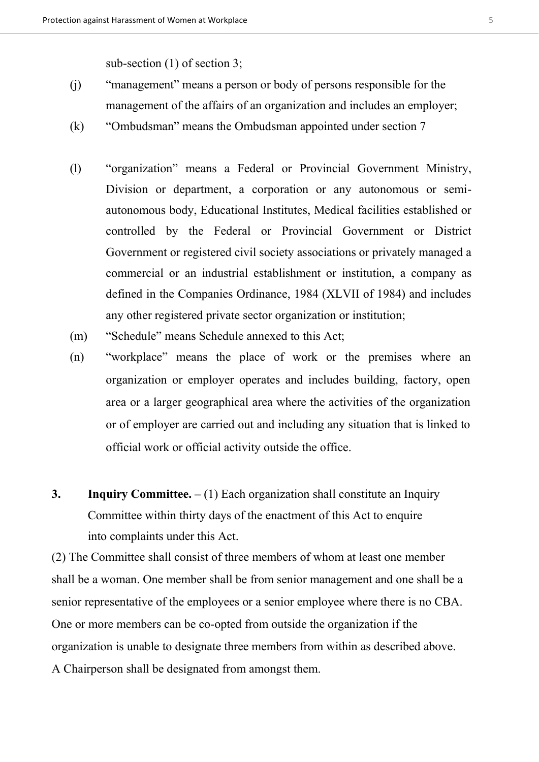sub-section (1) of section 3;

(j) "management" means a person or body of persons responsible for the management of the affairs of an organization and includes an employer;

(k) "Ombudsman" means the Ombudsman appointed under section 7

(l) "organization" means a Federal or Provincial Government Ministry, Division or department, a corporation or any autonomous or semi-autonomous body, Educational Institutes, Medical facilities established or controlled by the Federal or Provincial Government or District Government or registered civil society associations or privately managed a commercial or an industrial establishment or institution, a company as defined in the Companies Ordinance, 1984 (XLVII of 1984) and includes any other registered private sector organization or institution;

(m) "Schedule" means Schedule annexed to this Act;

(n) "workplace" means the place of work or the premises where an organization or employer operates and includes building, factory, open area or a larger geographical area where the activities of the organization or of employer are carried out and including any situation that is linked to official work or official activity outside the office.

**3. Inquiry Committee. –** (1) Each organization shall constitute an Inquiry Committee within thirty days of the enactment of this Act to enquire into complaints under this Act.

(2) The Committee shall consist of three members of whom at least one member shall be a woman. One member shall be from senior management and one shall be a senior representative of the employees or a senior employee where there is no CBA. One or more members can be co-opted from outside the organization if the organization is unable to designate three members from within as described above. A Chairperson shall be designated from amongst them.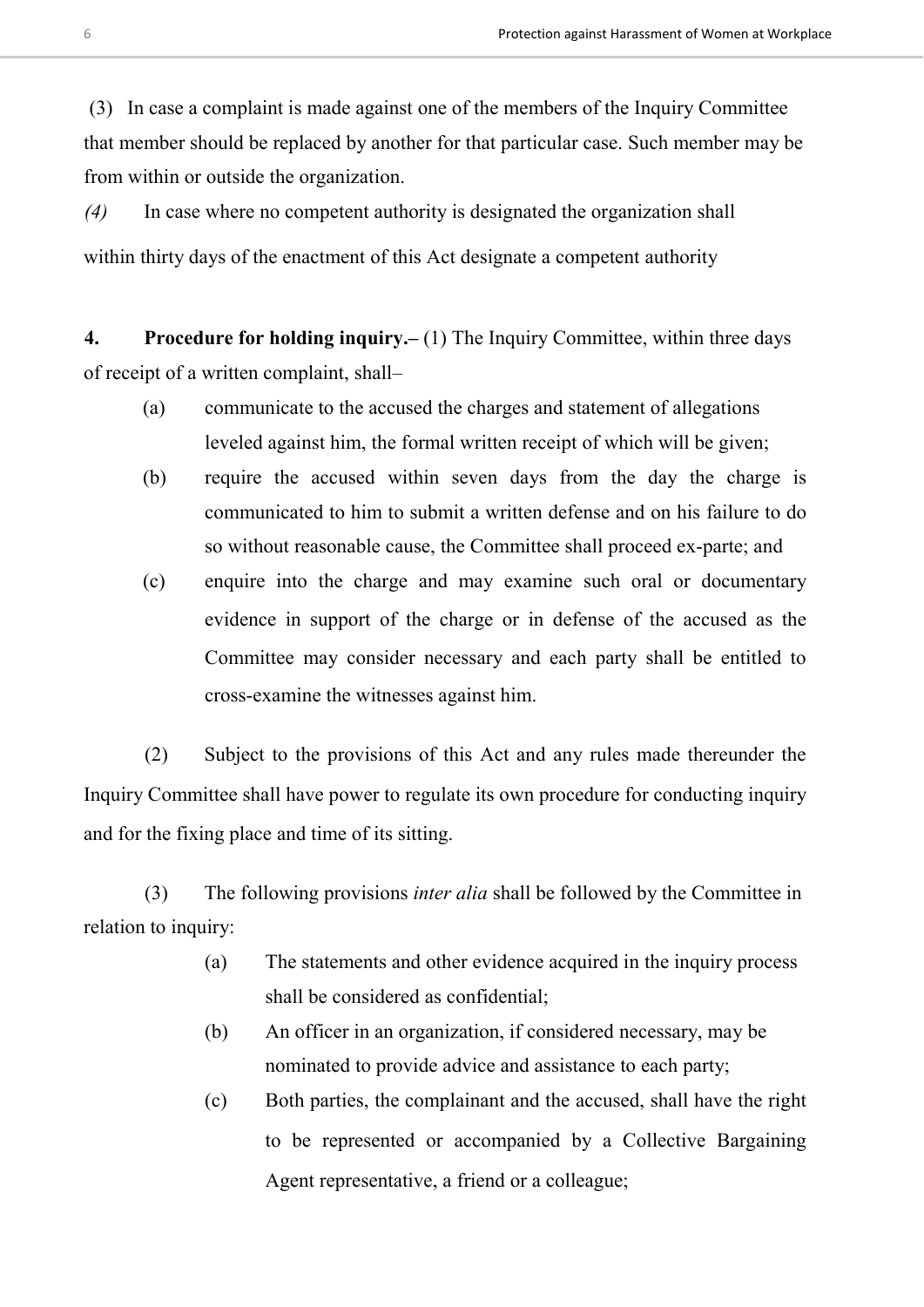(3) In case a complaint is made against one of the members of the Inquiry Committee that member should be replaced by another for that particular case. Such member may be from within or outside the organization.

*(4)* In case where no competent authority is designated the organization shall within thirty days of the enactment of this Act designate a competent authority

**4. Procedure for holding inquiry.–** (1) The Inquiry Committee, within three days of receipt of a written complaint, shall–

(a) communicate to the accused the charges and statement of allegations leveled against him, the formal written receipt of which will be given;

(b) require the accused within seven days from the day the charge is communicated to him to submit a written defense and on his failure to do so without reasonable cause, the Committee shall proceed ex-parte; and

(c) enquire into the charge and may examine such oral or documentary evidence in support of the charge or in defense of the accused as the Committee may consider necessary and each party shall be entitled to cross-examine the witnesses against him.

(2) Subject to the provisions of this Act and any rules made thereunder the Inquiry Committee shall have power to regulate its own procedure for conducting inquiry and for the fixing place and time of its sitting.

(3) The following provisions *inter alia* shall be followed by the Committee in relation to inquiry:

(a) The statements and other evidence acquired in the inquiry process shall be considered as confidential;

(b) An officer in an organization, if considered necessary, may be nominated to provide advice and assistance to each party;

(c) Both parties, the complainant and the accused, shall have the right to be represented or accompanied by a Collective Bargaining Agent representative, a friend or a colleague;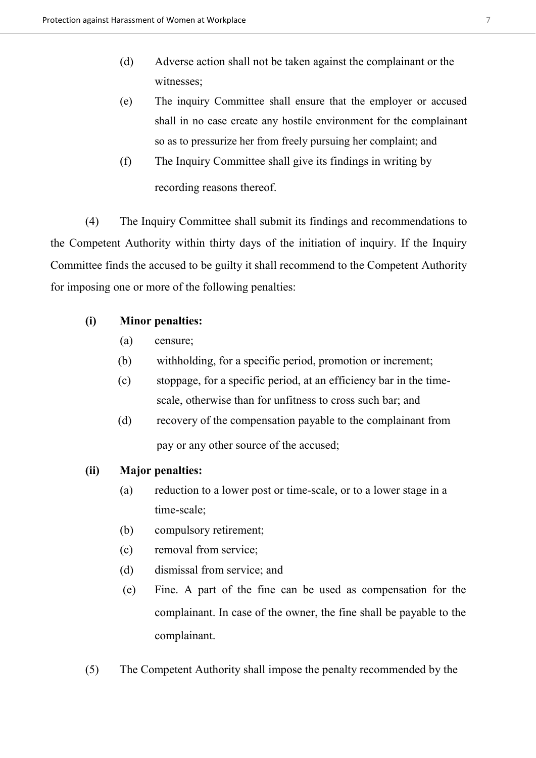(d) Adverse action shall not be taken against the complainant or the witnesses;

(e) The inquiry Committee shall ensure that the employer or accused shall in no case create any hostile environment for the complainant so as to pressurize her from freely pursuing her complaint; and

(f) The Inquiry Committee shall give its findings in writing by recording reasons thereof.

(4) The Inquiry Committee shall submit its findings and recommendations to the Competent Authority within thirty days of the initiation of inquiry. If the Inquiry Committee finds the accused to be guilty it shall recommend to the Competent Authority for imposing one or more of the following penalties:

**(i) Minor penalties:**

(a) censure;

(b) withholding, for a specific period, promotion or increment;

(c) stoppage, for a specific period, at an efficiency bar in the time-scale, otherwise than for unfitness to cross such bar; and

(d) recovery of the compensation payable to the complainant from pay or any other source of the accused;

**(ii) Major penalties:**

(a) reduction to a lower post or time-scale, or to a lower stage in a time-scale;

(b) compulsory retirement;

(c) removal from service;

(d) dismissal from service; and

(e) Fine. A part of the fine can be used as compensation for the complainant. In case of the owner, the fine shall be payable to the complainant.

(5) The Competent Authority shall impose the penalty recommended by the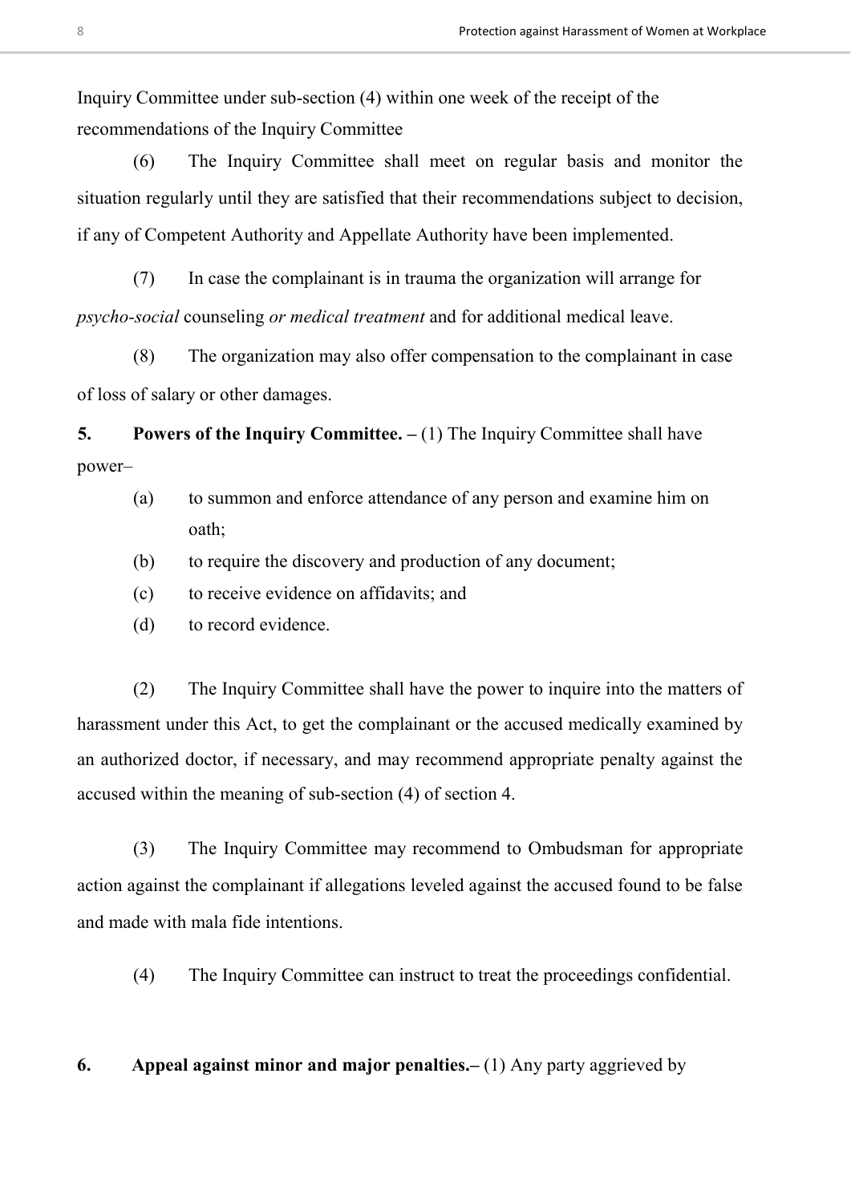Inquiry Committee under sub-section (4) within one week of the receipt of the recommendations of the Inquiry Committee

(6) The Inquiry Committee shall meet on regular basis and monitor the situation regularly until they are satisfied that their recommendations subject to decision, if any of Competent Authority and Appellate Authority have been implemented.

(7) In case the complainant is in trauma the organization will arrange for *psycho-social* counseling *or medical treatment* and for additional medical leave.

(8) The organization may also offer compensation to the complainant in case of loss of salary or other damages.

**5. Powers of the Inquiry Committee. –** (1) The Inquiry Committee shall have power–

(a) to summon and enforce attendance of any person and examine him on oath;

(b) to require the discovery and production of any document;

(c) to receive evidence on affidavits; and

(d) to record evidence.

(2) The Inquiry Committee shall have the power to inquire into the matters of harassment under this Act, to get the complainant or the accused medically examined by an authorized doctor, if necessary, and may recommend appropriate penalty against the accused within the meaning of sub-section (4) of section 4.

(3) The Inquiry Committee may recommend to Ombudsman for appropriate action against the complainant if allegations leveled against the accused found to be false and made with mala fide intentions.

(4) The Inquiry Committee can instruct to treat the proceedings confidential.

**6. Appeal against minor and major penalties.–** (1) Any party aggrieved by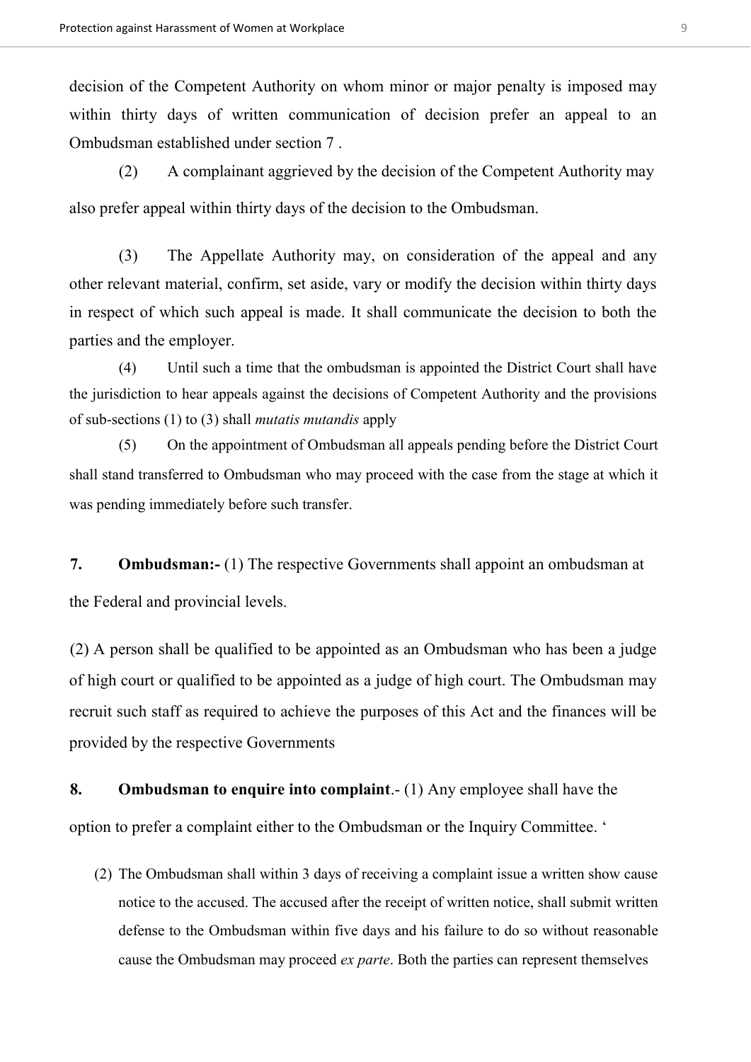decision of the Competent Authority on whom minor or major penalty is imposed may within thirty days of written communication of decision prefer an appeal to an Ombudsman established under section 7 .

(2) A complainant aggrieved by the decision of the Competent Authority may also prefer appeal within thirty days of the decision to the Ombudsman.

(3) The Appellate Authority may, on consideration of the appeal and any other relevant material, confirm, set aside, vary or modify the decision within thirty days in respect of which such appeal is made. It shall communicate the decision to both the parties and the employer.

(4) Until such a time that the ombudsman is appointed the District Court shall have the jurisdiction to hear appeals against the decisions of Competent Authority and the provisions of sub-sections (1) to (3) shall *mutatis mutandis* apply

(5) On the appointment of Ombudsman all appeals pending before the District Court shall stand transferred to Ombudsman who may proceed with the case from the stage at which it was pending immediately before such transfer.

**7. Ombudsman:-** (1) The respective Governments shall appoint an ombudsman at the Federal and provincial levels.

(2) A person shall be qualified to be appointed as an Ombudsman who has been a judge of high court or qualified to be appointed as a judge of high court. The Ombudsman may recruit such staff as required to achieve the purposes of this Act and the finances will be provided by the respective Governments

**8. Ombudsman to enquire into complaint**.- (1) Any employee shall have the option to prefer a complaint either to the Ombudsman or the Inquiry Committee. ‘

(2) The Ombudsman shall within 3 days of receiving a complaint issue a written show cause notice to the accused. The accused after the receipt of written notice, shall submit written defense to the Ombudsman within five days and his failure to do so without reasonable cause the Ombudsman may proceed *ex parte*. Both the parties can represent themselves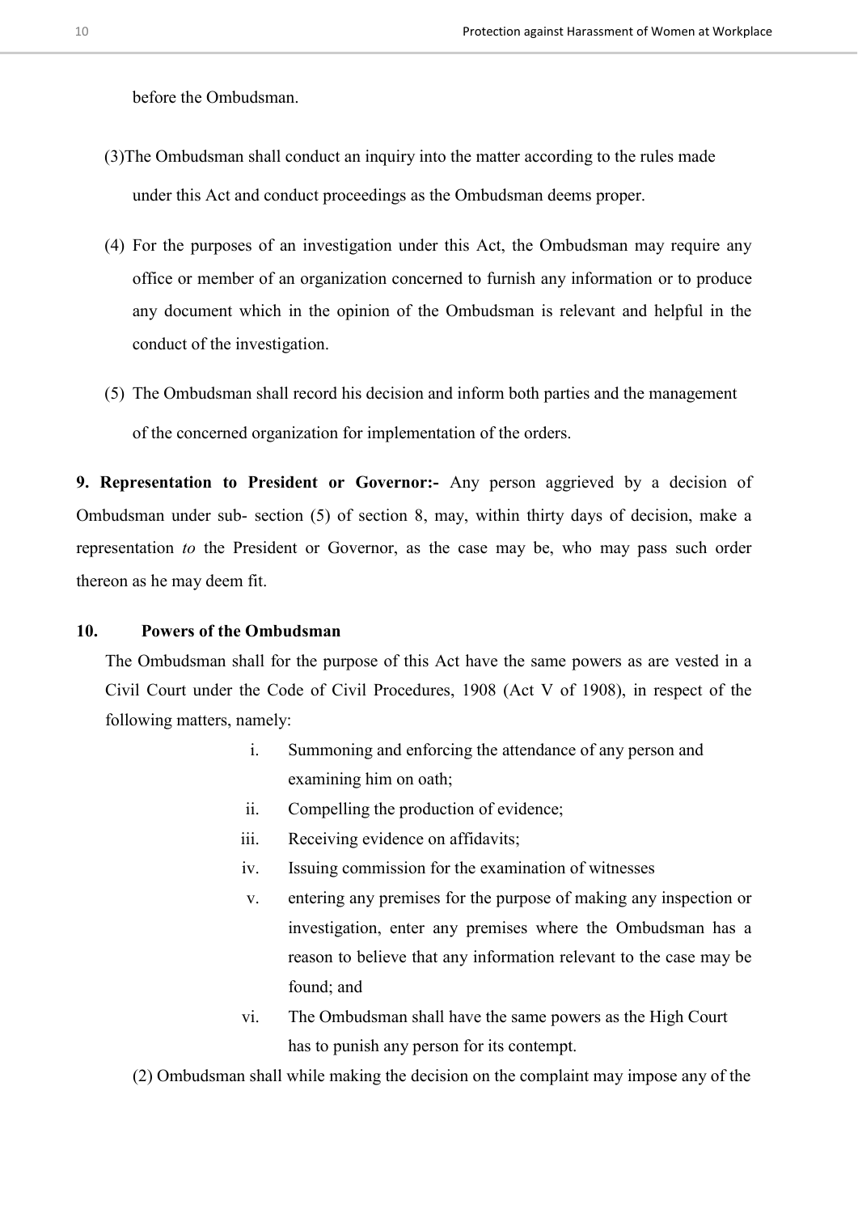before the Ombudsman.

(3)The Ombudsman shall conduct an inquiry into the matter according to the rules made under this Act and conduct proceedings as the Ombudsman deems proper.

(4) For the purposes of an investigation under this Act, the Ombudsman may require any office or member of an organization concerned to furnish any information or to produce any document which in the opinion of the Ombudsman is relevant and helpful in the conduct of the investigation.

(5) The Ombudsman shall record his decision and inform both parties and the management of the concerned organization for implementation of the orders.

**9. Representation to President or Governor:-** Any person aggrieved by a decision of Ombudsman under sub- section (5) of section 8, may, within thirty days of decision, make a representation *to* the President or Governor, as the case may be, who may pass such order thereon as he may deem fit.

**10. Powers of the Ombudsman**

The Ombudsman shall for the purpose of this Act have the same powers as are vested in a Civil Court under the Code of Civil Procedures, 1908 (Act V of 1908), in respect of the following matters, namely:

i. Summoning and enforcing the attendance of any person and examining him on oath;
ii. Compelling the production of evidence;
iii. Receiving evidence on affidavits;
iv. Issuing commission for the examination of witnesses
v. entering any premises for the purpose of making any inspection or investigation, enter any premises where the Ombudsman has a reason to believe that any information relevant to the case may be found; and
vi. The Ombudsman shall have the same powers as the High Court has to punish any person for its contempt.

(2) Ombudsman shall while making the decision on the complaint may impose any of the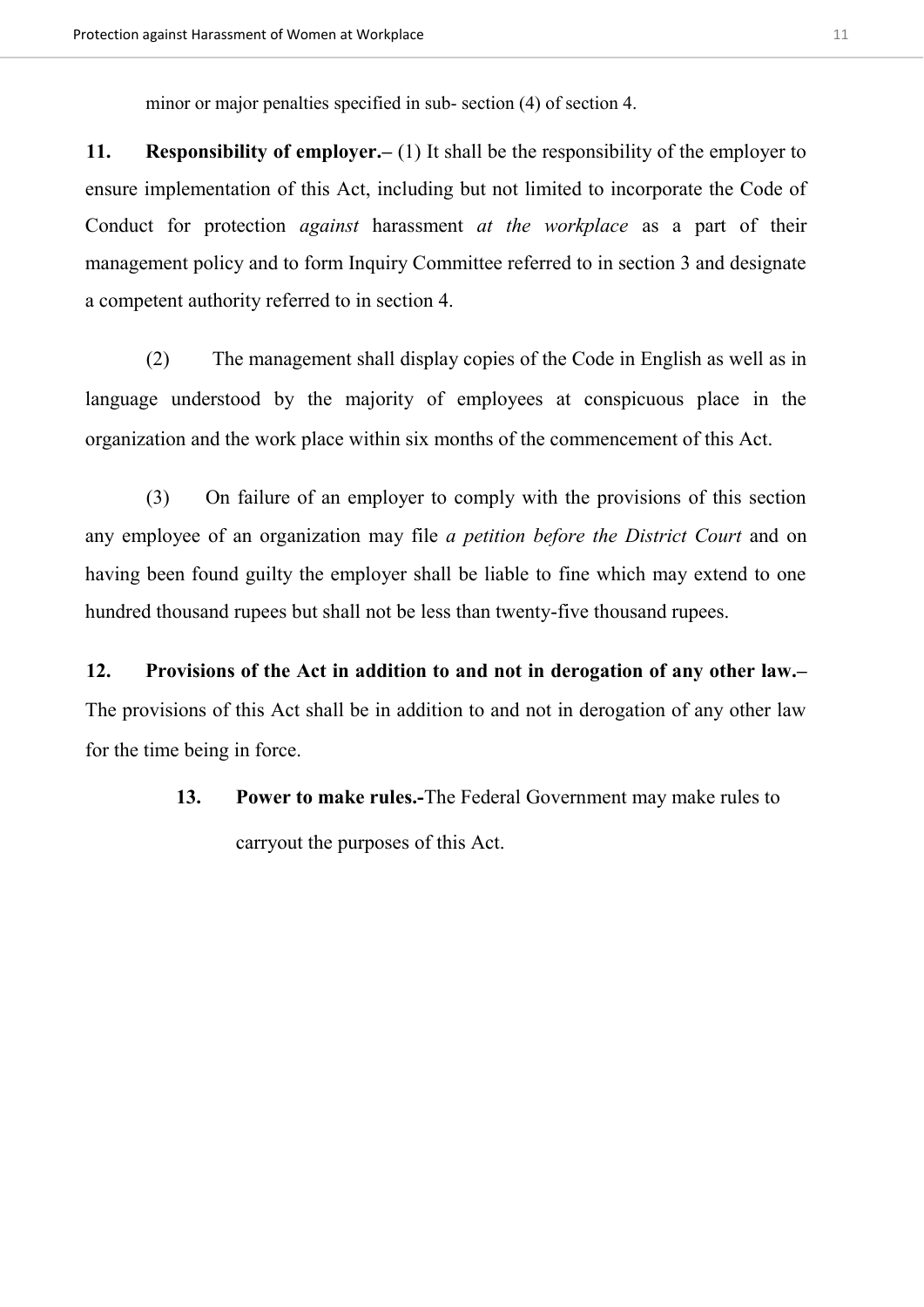minor or major penalties specified in sub- section (4) of section 4.

**11. Responsibility of employer.–** (1) It shall be the responsibility of the employer to ensure implementation of this Act, including but not limited to incorporate the Code of Conduct for protection *against* harassment *at the workplace* as a part of their management policy and to form Inquiry Committee referred to in section 3 and designate a competent authority referred to in section 4.

(2) The management shall display copies of the Code in English as well as in language understood by the majority of employees at conspicuous place in the organization and the work place within six months of the commencement of this Act.

(3) On failure of an employer to comply with the provisions of this section any employee of an organization may file *a petition before the District Court* and on having been found guilty the employer shall be liable to fine which may extend to one hundred thousand rupees but shall not be less than twenty-five thousand rupees.

**12. Provisions of the Act in addition to and not in derogation of any other law.–** The provisions of this Act shall be in addition to and not in derogation of any other law for the time being in force.

**13. Power to make rules.-**The Federal Government may make rules to carryout the purposes of this Act.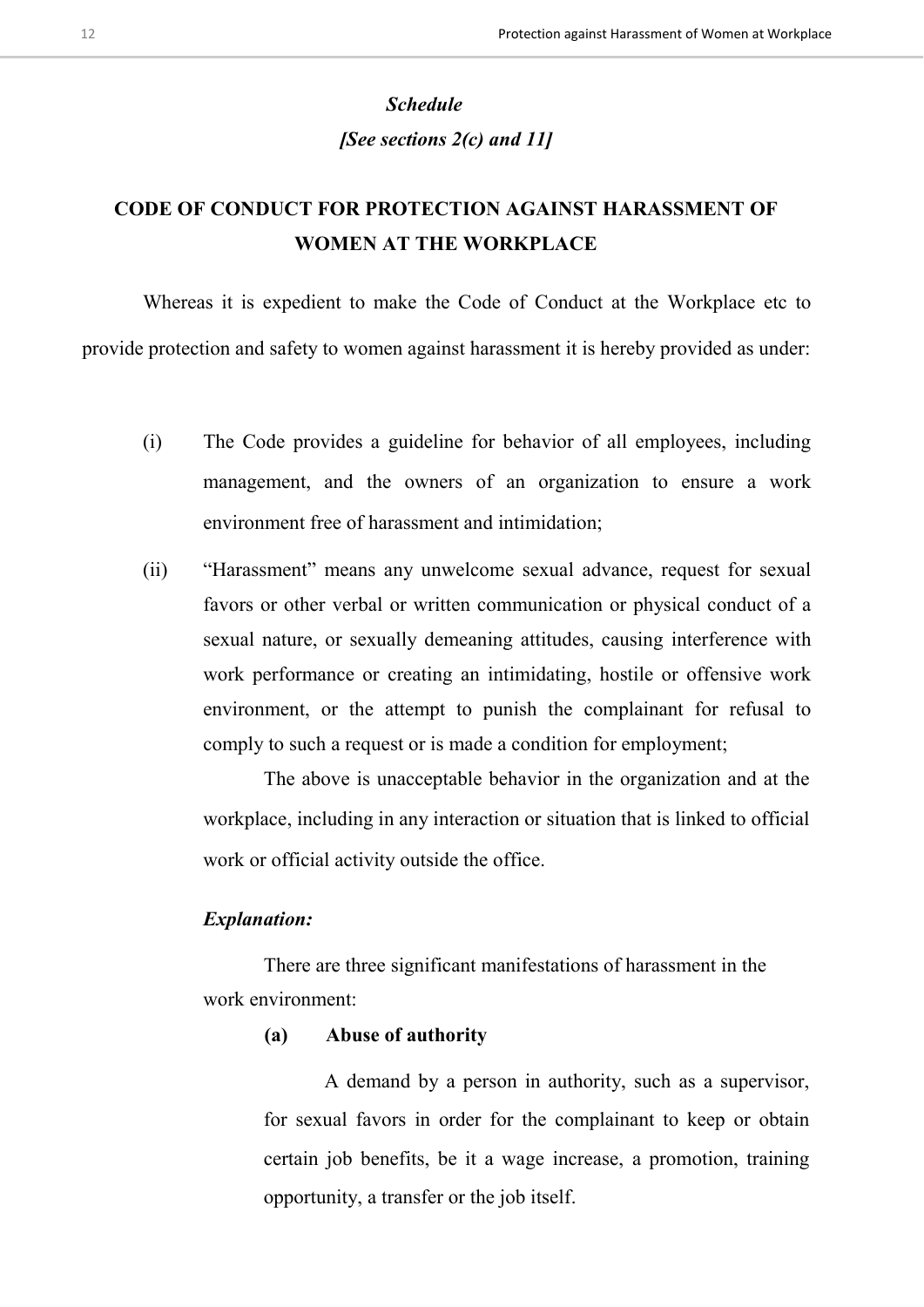*Schedule*

*[See sections 2(c) and 11]*

## CODE OF CONDUCT FOR PROTECTION AGAINST HARASSMENT OF WOMEN AT THE WORKPLACE

Whereas it is expedient to make the Code of Conduct at the Workplace etc to provide protection and safety to women against harassment it is hereby provided as under:

(i) The Code provides a guideline for behavior of all employees, including management, and the owners of an organization to ensure a work environment free of harassment and intimidation;

(ii) "Harassment" means any unwelcome sexual advance, request for sexual favors or other verbal or written communication or physical conduct of a sexual nature, or sexually demeaning attitudes, causing interference with work performance or creating an intimidating, hostile or offensive work environment, or the attempt to punish the complainant for refusal to comply to such a request or is made a condition for employment;

The above is unacceptable behavior in the organization and at the workplace, including in any interaction or situation that is linked to official work or official activity outside the office.

***Explanation:***

There are three significant manifestations of harassment in the work environment:

**(a) Abuse of authority**

A demand by a person in authority, such as a supervisor, for sexual favors in order for the complainant to keep or obtain certain job benefits, be it a wage increase, a promotion, training opportunity, a transfer or the job itself.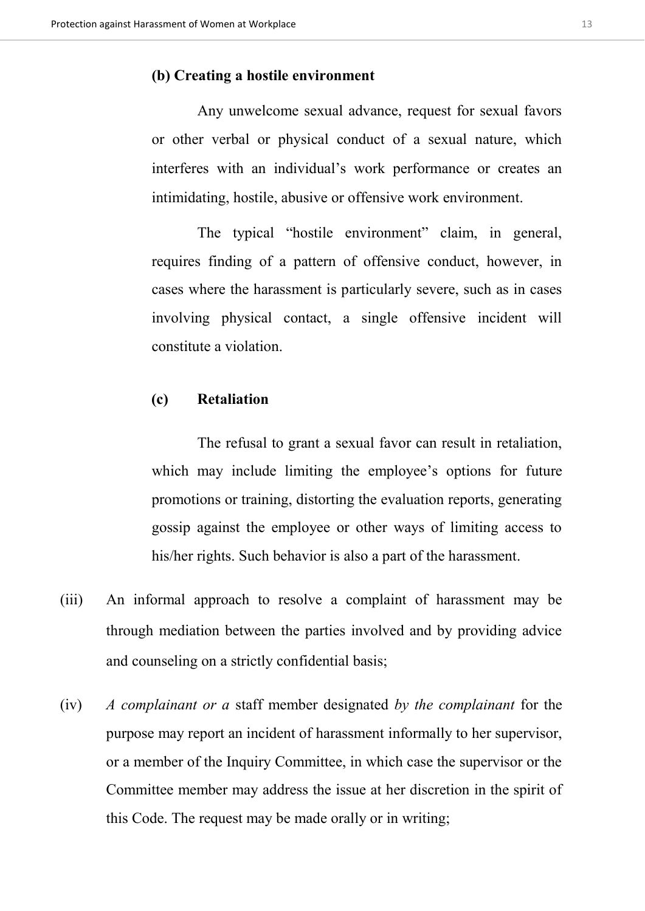**(b) Creating a hostile environment**

Any unwelcome sexual advance, request for sexual favors or other verbal or physical conduct of a sexual nature, which interferes with an individual's work performance or creates an intimidating, hostile, abusive or offensive work environment.

The typical "hostile environment" claim, in general, requires finding of a pattern of offensive conduct, however, in cases where the harassment is particularly severe, such as in cases involving physical contact, a single offensive incident will constitute a violation.

**(c) Retaliation**

The refusal to grant a sexual favor can result in retaliation, which may include limiting the employee's options for future promotions or training, distorting the evaluation reports, generating gossip against the employee or other ways of limiting access to his/her rights. Such behavior is also a part of the harassment.

(iii) An informal approach to resolve a complaint of harassment may be through mediation between the parties involved and by providing advice and counseling on a strictly confidential basis;

(iv) *A complainant or a* staff member designated *by the complainant* for the purpose may report an incident of harassment informally to her supervisor, or a member of the Inquiry Committee, in which case the supervisor or the Committee member may address the issue at her discretion in the spirit of this Code. The request may be made orally or in writing;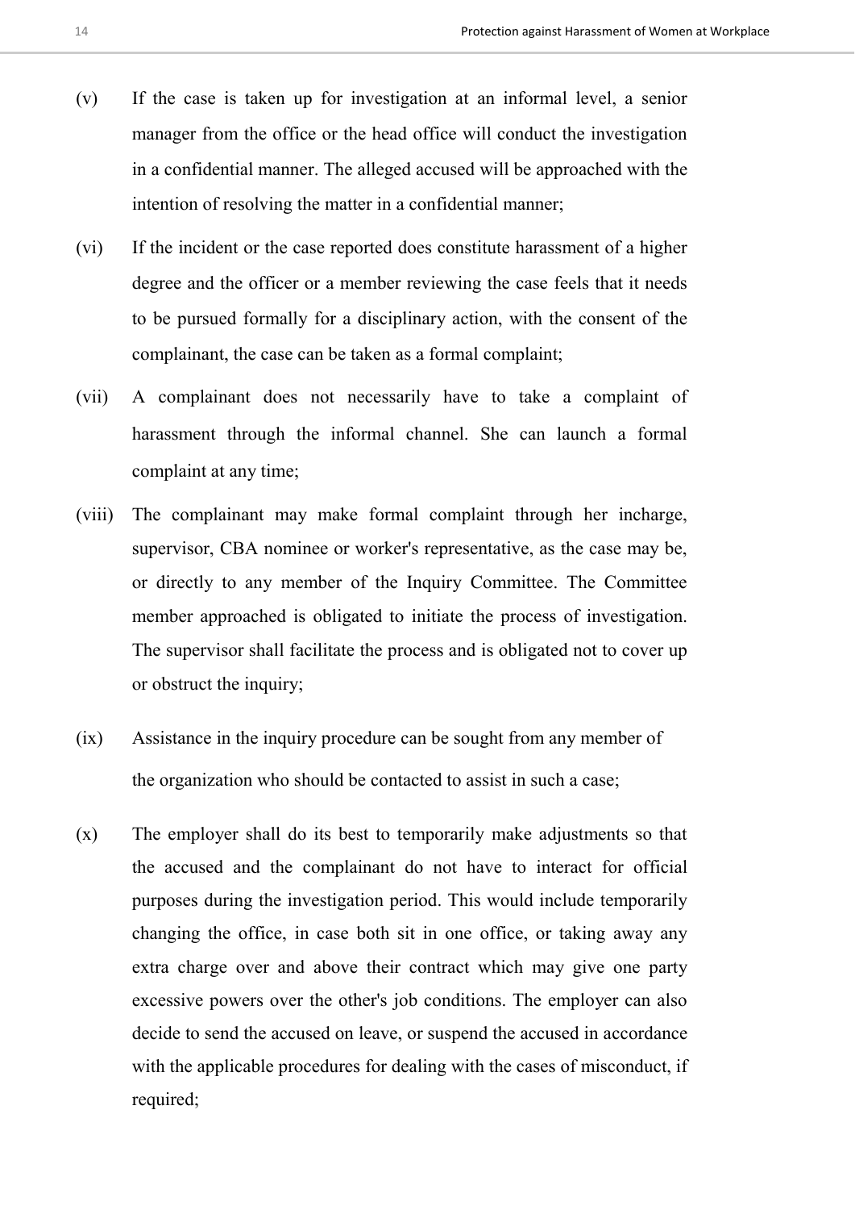(v) If the case is taken up for investigation at an informal level, a senior manager from the office or the head office will conduct the investigation in a confidential manner. The alleged accused will be approached with the intention of resolving the matter in a confidential manner;

(vi) If the incident or the case reported does constitute harassment of a higher degree and the officer or a member reviewing the case feels that it needs to be pursued formally for a disciplinary action, with the consent of the complainant, the case can be taken as a formal complaint;

(vii) A complainant does not necessarily have to take a complaint of harassment through the informal channel. She can launch a formal complaint at any time;

(viii) The complainant may make formal complaint through her incharge, supervisor, CBA nominee or worker's representative, as the case may be, or directly to any member of the Inquiry Committee. The Committee member approached is obligated to initiate the process of investigation. The supervisor shall facilitate the process and is obligated not to cover up or obstruct the inquiry;

(ix) Assistance in the inquiry procedure can be sought from any member of the organization who should be contacted to assist in such a case;

(x) The employer shall do its best to temporarily make adjustments so that the accused and the complainant do not have to interact for official purposes during the investigation period. This would include temporarily changing the office, in case both sit in one office, or taking away any extra charge over and above their contract which may give one party excessive powers over the other's job conditions. The employer can also decide to send the accused on leave, or suspend the accused in accordance with the applicable procedures for dealing with the cases of misconduct, if required;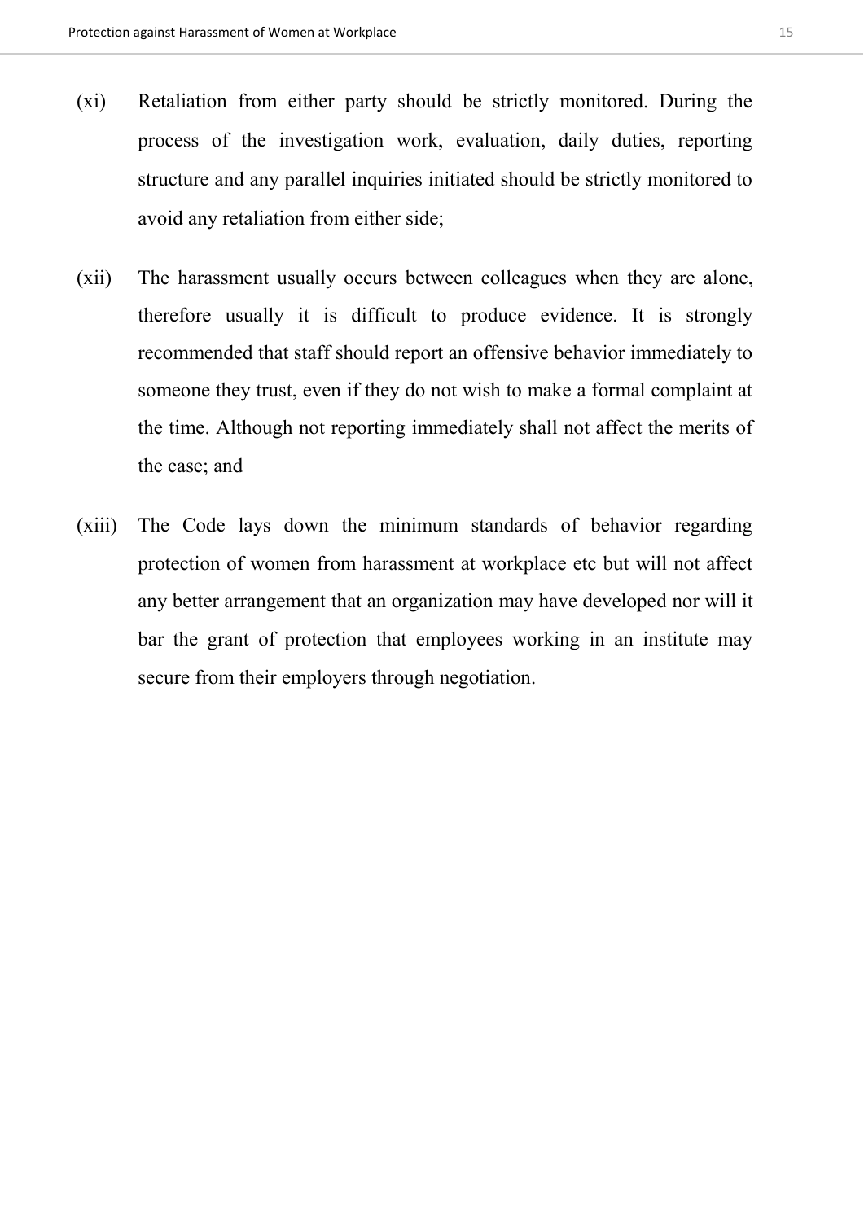(xi) Retaliation from either party should be strictly monitored. During the process of the investigation work, evaluation, daily duties, reporting structure and any parallel inquiries initiated should be strictly monitored to avoid any retaliation from either side;

(xii) The harassment usually occurs between colleagues when they are alone, therefore usually it is difficult to produce evidence. It is strongly recommended that staff should report an offensive behavior immediately to someone they trust, even if they do not wish to make a formal complaint at the time. Although not reporting immediately shall not affect the merits of the case; and

(xiii) The Code lays down the minimum standards of behavior regarding protection of women from harassment at workplace etc but will not affect any better arrangement that an organization may have developed nor will it bar the grant of protection that employees working in an institute may secure from their employers through negotiation.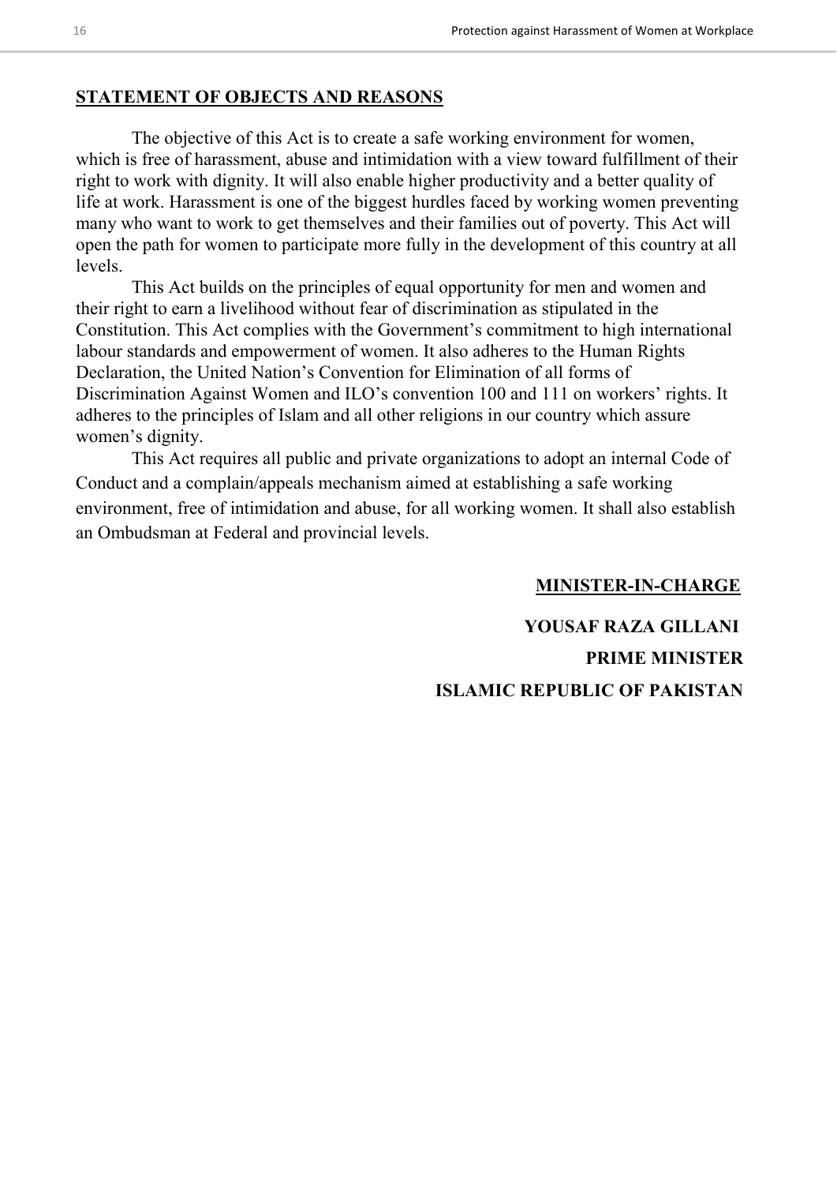## STATEMENT OF OBJECTS AND REASONS

The objective of this Act is to create a safe working environment for women, which is free of harassment, abuse and intimidation with a view toward fulfillment of their right to work with dignity. It will also enable higher productivity and a better quality of life at work. Harassment is one of the biggest hurdles faced by working women preventing many who want to work to get themselves and their families out of poverty. This Act will open the path for women to participate more fully in the development of this country at all levels.

This Act builds on the principles of equal opportunity for men and women and their right to earn a livelihood without fear of discrimination as stipulated in the Constitution. This Act complies with the Government's commitment to high international labour standards and empowerment of women. It also adheres to the Human Rights Declaration, the United Nation's Convention for Elimination of all forms of Discrimination Against Women and ILO's convention 100 and 111 on workers' rights. It adheres to the principles of Islam and all other religions in our country which assure women's dignity.

This Act requires all public and private organizations to adopt an internal Code of Conduct and a complain/appeals mechanism aimed at establishing a safe working environment, free of intimidation and abuse, for all working women. It shall also establish an Ombudsman at Federal and provincial levels.

**MINISTER-IN-CHARGE**

**YOUSAF RAZA GILLANI**

**PRIME MINISTER**

**ISLAMIC REPUBLIC OF PAKISTAN**